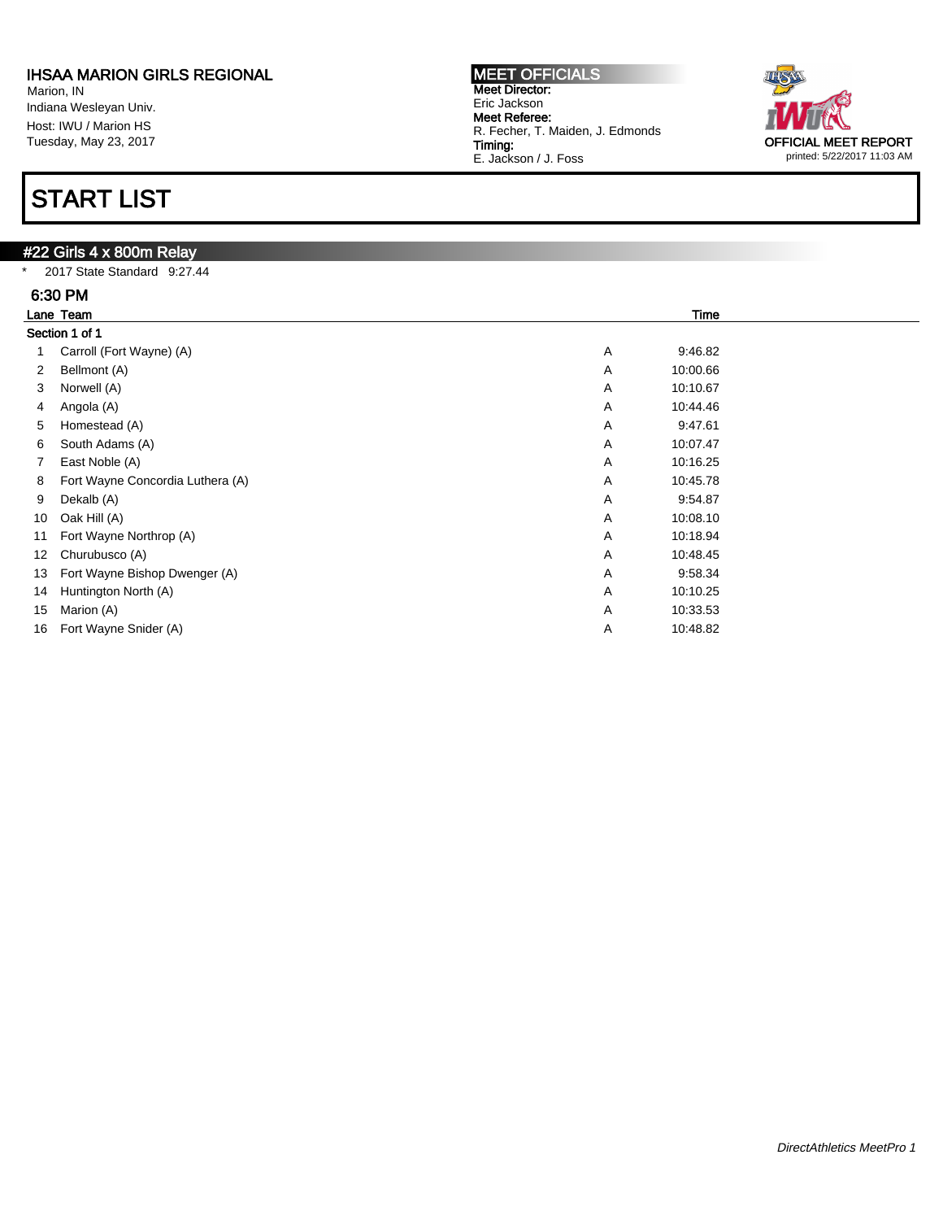**IHSAA MARION GIRLS REGIONAL**
Marion, IN
Indiana Wesleyan Univ.
Host: IWU / Marion HS
Tuesday, May 23, 2017

**MEET OFFICIALS**
**Meet Director:**
Eric Jackson
**Meet Referee:**
R. Fecher, T. Maiden, J. Edmonds
**Timing:**
E. Jackson / J. Foss

OFFICIAL MEET REPORT
printed: 5/22/2017 11:03 AM

# START LIST

## #22 Girls 4 x 800m Relay

\* 2017 State Standard 9:27.44

### 6:30 PM

Section 1 of 1

| Lane | Team | | Time |
|---|---|---|---|
| 1 | Carroll (Fort Wayne) (A) | A | 9:46.82 |
| 2 | Bellmont (A) | A | 10:00.66 |
| 3 | Norwell (A) | A | 10:10.67 |
| 4 | Angola (A) | A | 10:44.46 |
| 5 | Homestead (A) | A | 9:47.61 |
| 6 | South Adams (A) | A | 10:07.47 |
| 7 | East Noble (A) | A | 10:16.25 |
| 8 | Fort Wayne Concordia Luthera (A) | A | 10:45.78 |
| 9 | Dekalb (A) | A | 9:54.87 |
| 10 | Oak Hill (A) | A | 10:08.10 |
| 11 | Fort Wayne Northrop (A) | A | 10:18.94 |
| 12 | Churubusco (A) | A | 10:48.45 |
| 13 | Fort Wayne Bishop Dwenger (A) | A | 9:58.34 |
| 14 | Huntington North (A) | A | 10:10.25 |
| 15 | Marion (A) | A | 10:33.53 |
| 16 | Fort Wayne Snider (A) | A | 10:48.82 |

*DirectAthletics MeetPro 1*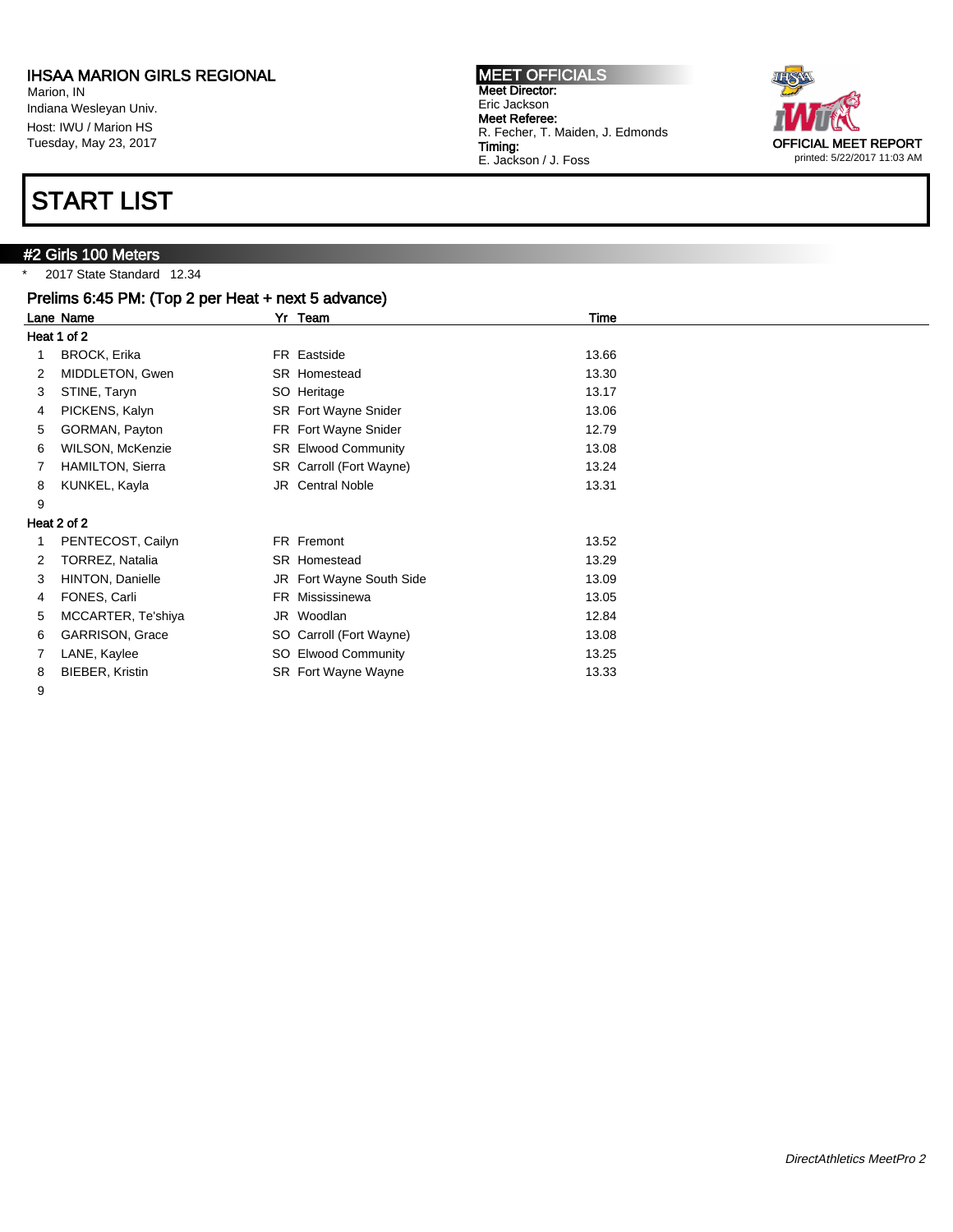# IHSAA MARION GIRLS REGIONAL

Marion, IN
Indiana Wesleyan Univ.
Host: IWU / Marion HS
Tuesday, May 23, 2017

**MEET OFFICIALS**
**Meet Director:**
Eric Jackson
**Meet Referee:**
R. Fecher, T. Maiden, J. Edmonds
**Timing:**
E. Jackson / J. Foss

OFFICIAL MEET REPORT
printed: 5/22/2017 11:03 AM

# START LIST

## #2 Girls 100 Meters

\* 2017 State Standard 12.34

### Prelims 6:45 PM: (Top 2 per Heat + next 5 advance)

| Lane | Name | Yr | Team | Time |
|---|---|---|---|---|
| **Heat 1 of 2** | | | | |
| 1 | BROCK, Erika | FR | Eastside | 13.66 |
| 2 | MIDDLETON, Gwen | SR | Homestead | 13.30 |
| 3 | STINE, Taryn | SO | Heritage | 13.17 |
| 4 | PICKENS, Kalyn | SR | Fort Wayne Snider | 13.06 |
| 5 | GORMAN, Payton | FR | Fort Wayne Snider | 12.79 |
| 6 | WILSON, McKenzie | SR | Elwood Community | 13.08 |
| 7 | HAMILTON, Sierra | SR | Carroll (Fort Wayne) | 13.24 |
| 8 | KUNKEL, Kayla | JR | Central Noble | 13.31 |
| 9 | | | | |
| **Heat 2 of 2** | | | | |
| 1 | PENTECOST, Cailyn | FR | Fremont | 13.52 |
| 2 | TORREZ, Natalia | SR | Homestead | 13.29 |
| 3 | HINTON, Danielle | JR | Fort Wayne South Side | 13.09 |
| 4 | FONES, Carli | FR | Mississinewa | 13.05 |
| 5 | MCCARTER, Te'shiya | JR | Woodlan | 12.84 |
| 6 | GARRISON, Grace | SO | Carroll (Fort Wayne) | 13.08 |
| 7 | LANE, Kaylee | SO | Elwood Community | 13.25 |
| 8 | BIEBER, Kristin | SR | Fort Wayne Wayne | 13.33 |
| 9 | | | | |

*DirectAthletics MeetPro 2*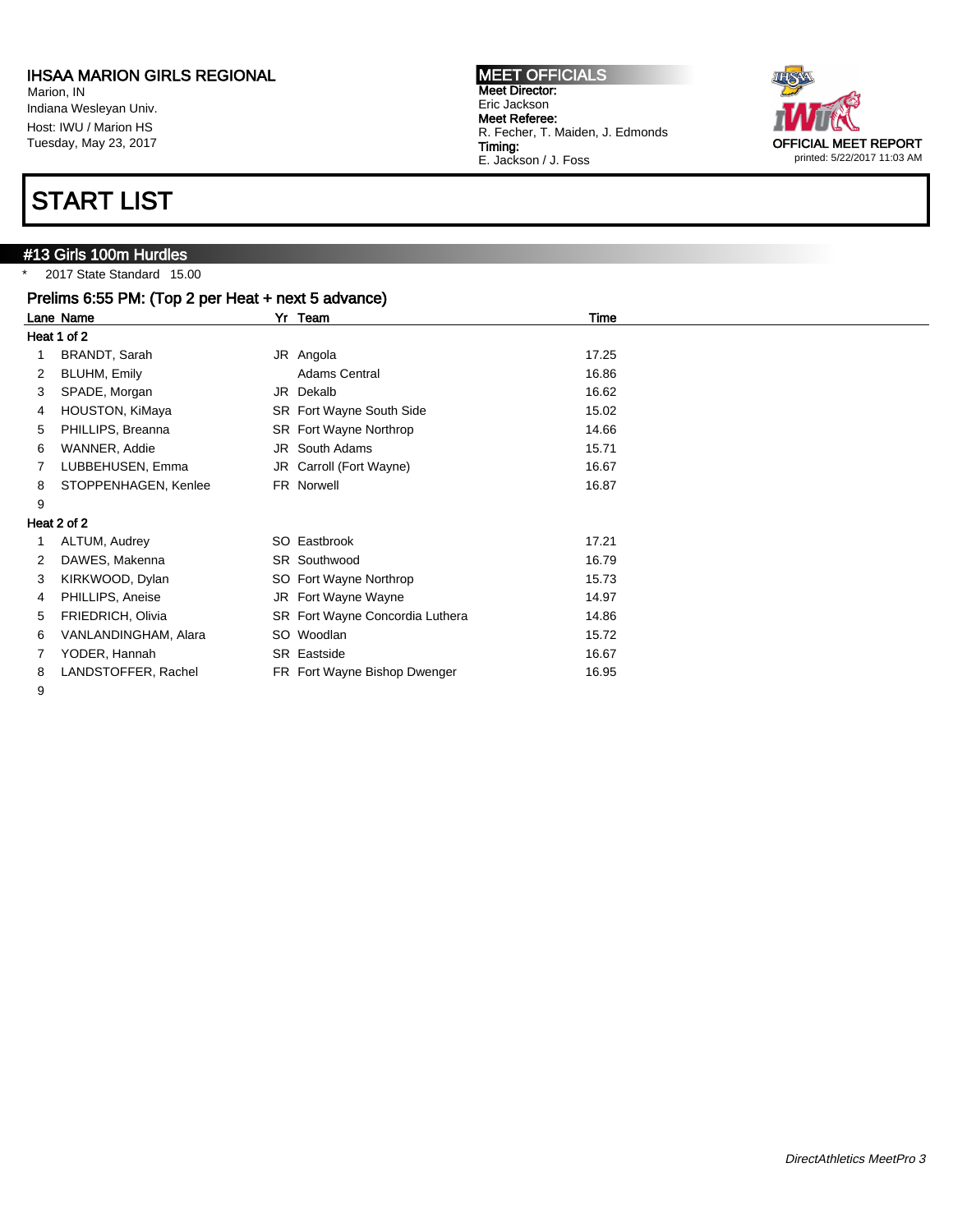# IHSAA MARION GIRLS REGIONAL

Marion, IN
Indiana Wesleyan Univ.
Host: IWU / Marion HS
Tuesday, May 23, 2017

**MEET OFFICIALS**
**Meet Director:**
Eric Jackson
**Meet Referee:**
R. Fecher, T. Maiden, J. Edmonds
**Timing:**
E. Jackson / J. Foss

OFFICIAL MEET REPORT
printed: 5/22/2017 11:03 AM

# START LIST

## #13 Girls 100m Hurdles

\* 2017 State Standard 15.00

### Prelims 6:55 PM: (Top 2 per Heat + next 5 advance)

| Lane | Name | Yr | Team | Time |
|---|---|---|---|---|
| **Heat 1 of 2** | | | | |
| 1 | BRANDT, Sarah | JR | Angola | 17.25 |
| 2 | BLUHM, Emily | | Adams Central | 16.86 |
| 3 | SPADE, Morgan | JR | Dekalb | 16.62 |
| 4 | HOUSTON, KiMaya | SR | Fort Wayne South Side | 15.02 |
| 5 | PHILLIPS, Breanna | SR | Fort Wayne Northrop | 14.66 |
| 6 | WANNER, Addie | JR | South Adams | 15.71 |
| 7 | LUBBEHUSEN, Emma | JR | Carroll (Fort Wayne) | 16.67 |
| 8 | STOPPENHAGEN, Kenlee | FR | Norwell | 16.87 |
| 9 | | | | |
| **Heat 2 of 2** | | | | |
| 1 | ALTUM, Audrey | SO | Eastbrook | 17.21 |
| 2 | DAWES, Makenna | SR | Southwood | 16.79 |
| 3 | KIRKWOOD, Dylan | SO | Fort Wayne Northrop | 15.73 |
| 4 | PHILLIPS, Aneise | JR | Fort Wayne Wayne | 14.97 |
| 5 | FRIEDRICH, Olivia | SR | Fort Wayne Concordia Luthera | 14.86 |
| 6 | VANLANDINGHAM, Alara | SO | Woodlan | 15.72 |
| 7 | YODER, Hannah | SR | Eastside | 16.67 |
| 8 | LANDSTOFFER, Rachel | FR | Fort Wayne Bishop Dwenger | 16.95 |
| 9 | | | | |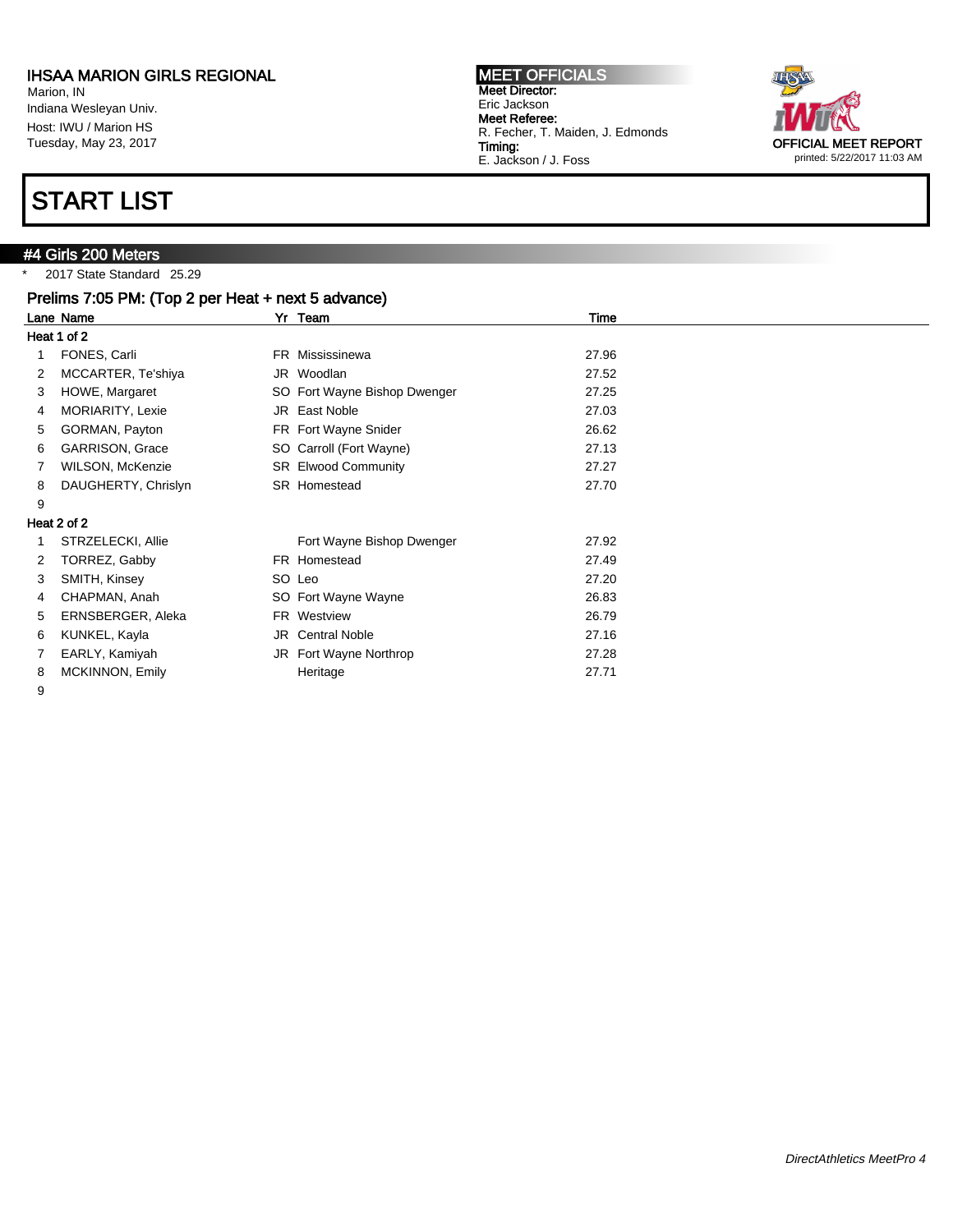IHSAA MARION GIRLS REGIONAL
Marion, IN
Indiana Wesleyan Univ.
Host: IWU / Marion HS
Tuesday, May 23, 2017

**MEET OFFICIALS**
**Meet Director:**
Eric Jackson
**Meet Referee:**
R. Fecher, T. Maiden, J. Edmonds
**Timing:**
E. Jackson / J. Foss

OFFICIAL MEET REPORT
printed: 5/22/2017 11:03 AM

# START LIST

## #4 Girls 200 Meters

\* 2017 State Standard 25.29

### Prelims 7:05 PM: (Top 2 per Heat + next 5 advance)

**Heat 1 of 2**

| Lane | Name | Yr | Team | Time |
|---|---|---|---|---|
| 1 | FONES, Carli | FR | Mississinewa | 27.96 |
| 2 | MCCARTER, Te'shiya | JR | Woodlan | 27.52 |
| 3 | HOWE, Margaret | SO | Fort Wayne Bishop Dwenger | 27.25 |
| 4 | MORIARITY, Lexie | JR | East Noble | 27.03 |
| 5 | GORMAN, Payton | FR | Fort Wayne Snider | 26.62 |
| 6 | GARRISON, Grace | SO | Carroll (Fort Wayne) | 27.13 |
| 7 | WILSON, McKenzie | SR | Elwood Community | 27.27 |
| 8 | DAUGHERTY, Chrislyn | SR | Homestead | 27.70 |
| 9 | | | | |

**Heat 2 of 2**

| Lane | Name | Yr | Team | Time |
|---|---|---|---|---|
| 1 | STRZELECKI, Allie | | Fort Wayne Bishop Dwenger | 27.92 |
| 2 | TORREZ, Gabby | FR | Homestead | 27.49 |
| 3 | SMITH, Kinsey | SO | Leo | 27.20 |
| 4 | CHAPMAN, Anah | SO | Fort Wayne Wayne | 26.83 |
| 5 | ERNSBERGER, Aleka | FR | Westview | 26.79 |
| 6 | KUNKEL, Kayla | JR | Central Noble | 27.16 |
| 7 | EARLY, Kamiyah | JR | Fort Wayne Northrop | 27.28 |
| 8 | MCKINNON, Emily | | Heritage | 27.71 |
| 9 | | | | |

*DirectAthletics MeetPro 4*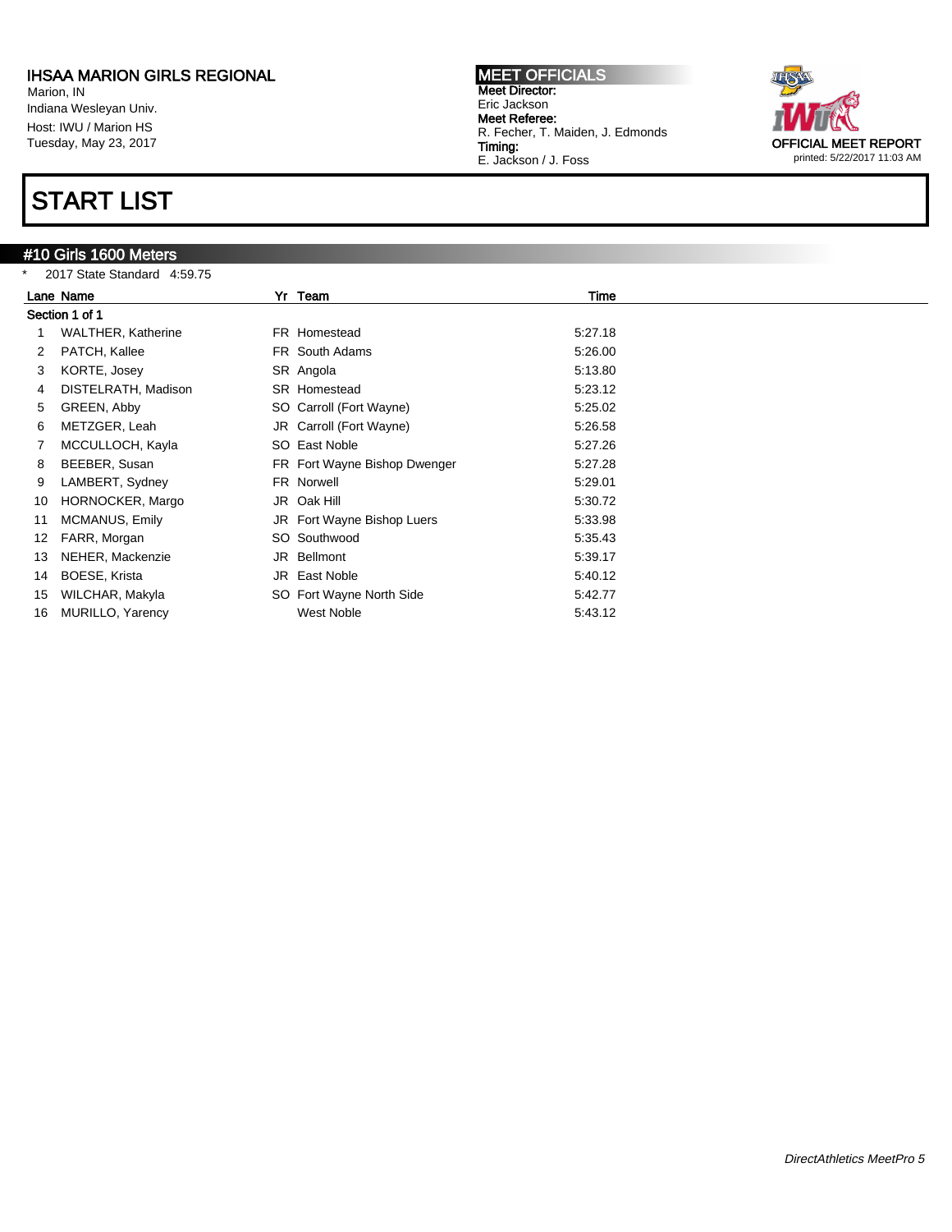IHSAA MARION GIRLS REGIONAL
Marion, IN
Indiana Wesleyan Univ.
Host: IWU / Marion HS
Tuesday, May 23, 2017

**MEET OFFICIALS**
**Meet Director:**
Eric Jackson
**Meet Referee:**
R. Fecher, T. Maiden, J. Edmonds
**Timing:**
E. Jackson / J. Foss

OFFICIAL MEET REPORT
printed: 5/22/2017 11:03 AM

# START LIST

## #10 Girls 1600 Meters

* 2017 State Standard 4:59.75

**Section 1 of 1**

| Lane | Name | Yr | Team | Time |
|---|---|---|---|---|
| 1 | WALTHER, Katherine | FR | Homestead | 5:27.18 |
| 2 | PATCH, Kallee | FR | South Adams | 5:26.00 |
| 3 | KORTE, Josey | SR | Angola | 5:13.80 |
| 4 | DISTELRATH, Madison | SR | Homestead | 5:23.12 |
| 5 | GREEN, Abby | SO | Carroll (Fort Wayne) | 5:25.02 |
| 6 | METZGER, Leah | JR | Carroll (Fort Wayne) | 5:26.58 |
| 7 | MCCULLOCH, Kayla | SO | East Noble | 5:27.26 |
| 8 | BEEBER, Susan | FR | Fort Wayne Bishop Dwenger | 5:27.28 |
| 9 | LAMBERT, Sydney | FR | Norwell | 5:29.01 |
| 10 | HORNOCKER, Margo | JR | Oak Hill | 5:30.72 |
| 11 | MCMANUS, Emily | JR | Fort Wayne Bishop Luers | 5:33.98 |
| 12 | FARR, Morgan | SO | Southwood | 5:35.43 |
| 13 | NEHER, Mackenzie | JR | Bellmont | 5:39.17 |
| 14 | BOESE, Krista | JR | East Noble | 5:40.12 |
| 15 | WILCHAR, Makyla | SO | Fort Wayne North Side | 5:42.77 |
| 16 | MURILLO, Yarency | | West Noble | 5:43.12 |

*DirectAthletics MeetPro 5*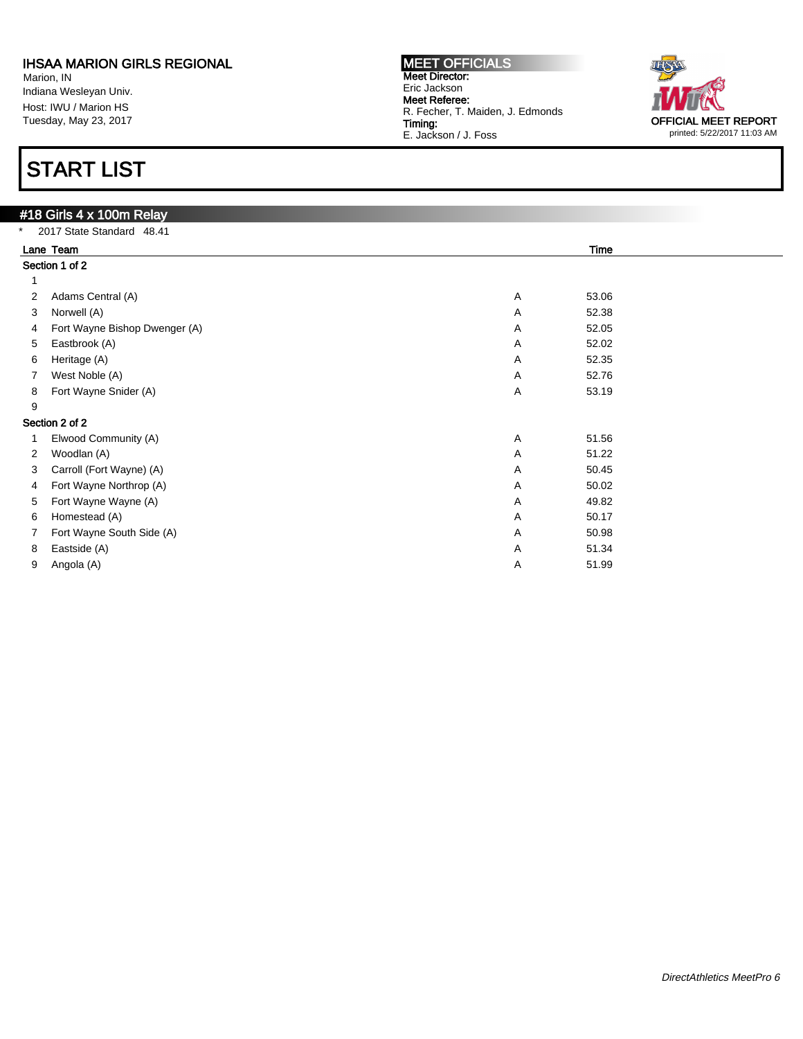**IHSAA MARION GIRLS REGIONAL**
Marion, IN
Indiana Wesleyan Univ.
Host: IWU / Marion HS
Tuesday, May 23, 2017

**MEET OFFICIALS**
**Meet Director:**
Eric Jackson
**Meet Referee:**
R. Fecher, T. Maiden, J. Edmonds
**Timing:**
E. Jackson / J. Foss

**OFFICIAL MEET REPORT**
printed: 5/22/2017 11:03 AM

# START LIST

## #18 Girls 4 x 100m Relay

\* 2017 State Standard 48.41

| Lane | Team | | Time |
|---|---|---|---|
| **Section 1 of 2** | | | |
| 1 | | | |
| 2 | Adams Central (A) | A | 53.06 |
| 3 | Norwell (A) | A | 52.38 |
| 4 | Fort Wayne Bishop Dwenger (A) | A | 52.05 |
| 5 | Eastbrook (A) | A | 52.02 |
| 6 | Heritage (A) | A | 52.35 |
| 7 | West Noble (A) | A | 52.76 |
| 8 | Fort Wayne Snider (A) | A | 53.19 |
| 9 | | | |
| **Section 2 of 2** | | | |
| 1 | Elwood Community (A) | A | 51.56 |
| 2 | Woodlan (A) | A | 51.22 |
| 3 | Carroll (Fort Wayne) (A) | A | 50.45 |
| 4 | Fort Wayne Northrop (A) | A | 50.02 |
| 5 | Fort Wayne Wayne (A) | A | 49.82 |
| 6 | Homestead (A) | A | 50.17 |
| 7 | Fort Wayne South Side (A) | A | 50.98 |
| 8 | Eastside (A) | A | 51.34 |
| 9 | Angola (A) | A | 51.99 |

*DirectAthletics MeetPro 6*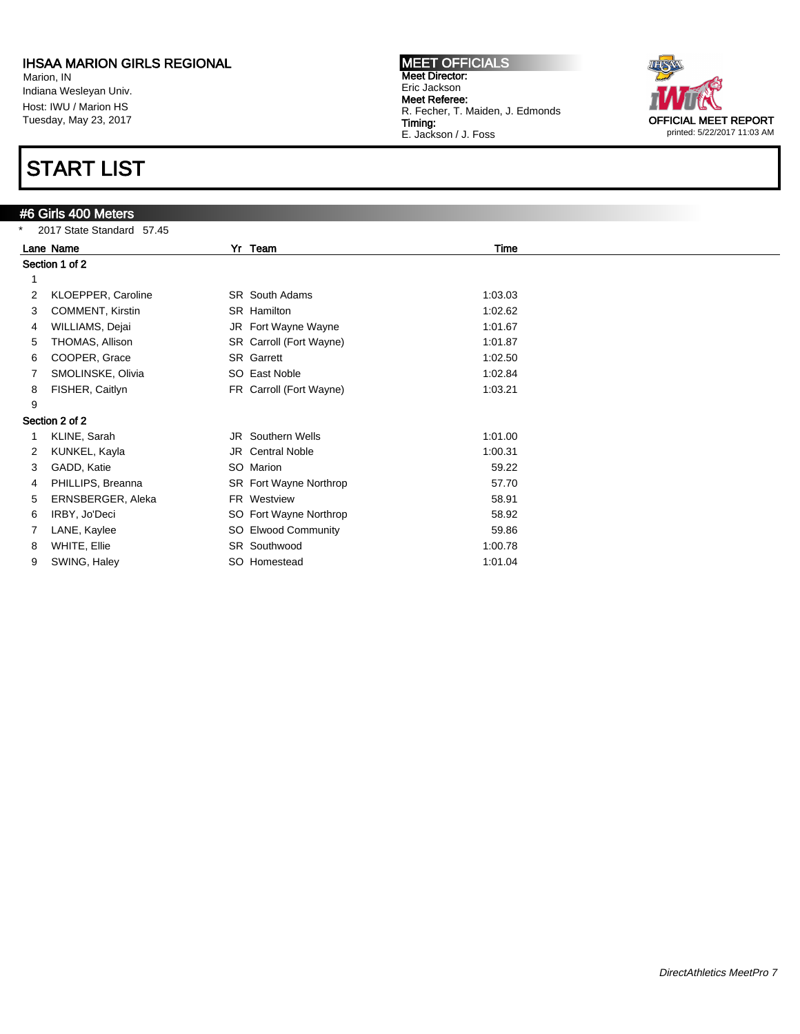**IHSAA MARION GIRLS REGIONAL**
Marion, IN
Indiana Wesleyan Univ.
Host: IWU / Marion HS
Tuesday, May 23, 2017

**MEET OFFICIALS**
**Meet Director:**
Eric Jackson
**Meet Referee:**
R. Fecher, T. Maiden, J. Edmonds
**Timing:**
E. Jackson / J. Foss

OFFICIAL MEET REPORT
printed: 5/22/2017 11:03 AM

# START LIST

## #6 Girls 400 Meters

\* 2017 State Standard 57.45

| Lane | Name | Yr | Team | Time |
|---|---|---|---|---|
| **Section 1 of 2** | | | | |
| 1 | | | | |
| 2 | KLOEPPER, Caroline | SR | South Adams | 1:03.03 |
| 3 | COMMENT, Kirstin | SR | Hamilton | 1:02.62 |
| 4 | WILLIAMS, Dejai | JR | Fort Wayne Wayne | 1:01.67 |
| 5 | THOMAS, Allison | SR | Carroll (Fort Wayne) | 1:01.87 |
| 6 | COOPER, Grace | SR | Garrett | 1:02.50 |
| 7 | SMOLINSKE, Olivia | SO | East Noble | 1:02.84 |
| 8 | FISHER, Caitlyn | FR | Carroll (Fort Wayne) | 1:03.21 |
| 9 | | | | |
| **Section 2 of 2** | | | | |
| 1 | KLINE, Sarah | JR | Southern Wells | 1:01.00 |
| 2 | KUNKEL, Kayla | JR | Central Noble | 1:00.31 |
| 3 | GADD, Katie | SO | Marion | 59.22 |
| 4 | PHILLIPS, Breanna | SR | Fort Wayne Northrop | 57.70 |
| 5 | ERNSBERGER, Aleka | FR | Westview | 58.91 |
| 6 | IRBY, Jo'Deci | SO | Fort Wayne Northrop | 58.92 |
| 7 | LANE, Kaylee | SO | Elwood Community | 59.86 |
| 8 | WHITE, Ellie | SR | Southwood | 1:00.78 |
| 9 | SWING, Haley | SO | Homestead | 1:01.04 |

*DirectAthletics MeetPro 7*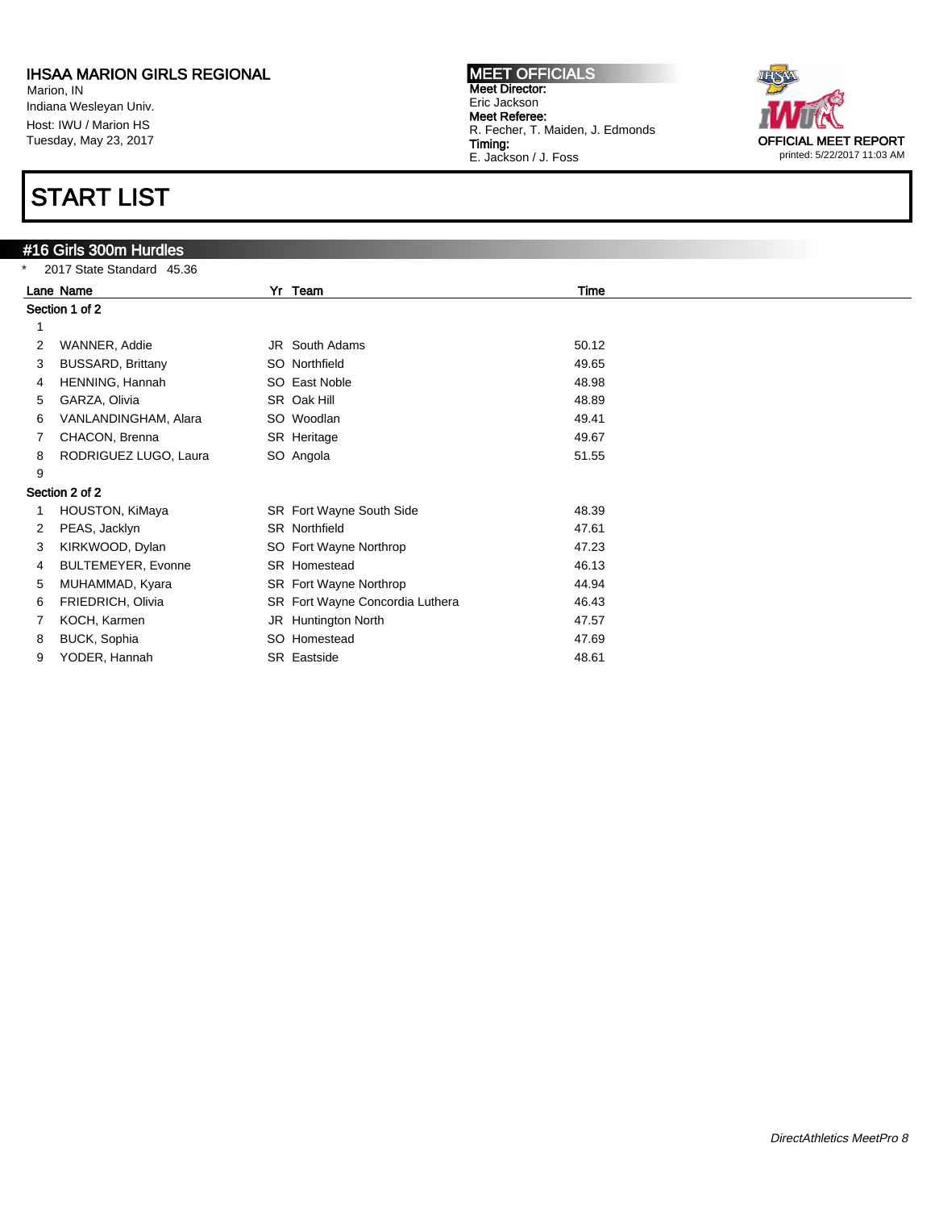**IHSAA MARION GIRLS REGIONAL**
Marion, IN
Indiana Wesleyan Univ.
Host: IWU / Marion HS
Tuesday, May 23, 2017

**MEET OFFICIALS**
**Meet Director:**
Eric Jackson
**Meet Referee:**
R. Fecher, T. Maiden, J. Edmonds
**Timing:**
E. Jackson / J. Foss

OFFICIAL MEET REPORT
printed: 5/22/2017 11:03 AM

# START LIST

## #16 Girls 300m Hurdles

\* 2017 State Standard 45.36

| Lane | Name | Yr | Team | Time |
|---|---|---|---|---|
| **Section 1 of 2** | | | | |
| 1 | | | | |
| 2 | WANNER, Addie | JR | South Adams | 50.12 |
| 3 | BUSSARD, Brittany | SO | Northfield | 49.65 |
| 4 | HENNING, Hannah | SO | East Noble | 48.98 |
| 5 | GARZA, Olivia | SR | Oak Hill | 48.89 |
| 6 | VANLANDINGHAM, Alara | SO | Woodlan | 49.41 |
| 7 | CHACON, Brenna | SR | Heritage | 49.67 |
| 8 | RODRIGUEZ LUGO, Laura | SO | Angola | 51.55 |
| 9 | | | | |
| **Section 2 of 2** | | | | |
| 1 | HOUSTON, KiMaya | SR | Fort Wayne South Side | 48.39 |
| 2 | PEAS, Jacklyn | SR | Northfield | 47.61 |
| 3 | KIRKWOOD, Dylan | SO | Fort Wayne Northrop | 47.23 |
| 4 | BULTEMEYER, Evonne | SR | Homestead | 46.13 |
| 5 | MUHAMMAD, Kyara | SR | Fort Wayne Northrop | 44.94 |
| 6 | FRIEDRICH, Olivia | SR | Fort Wayne Concordia Luthera | 46.43 |
| 7 | KOCH, Karmen | JR | Huntington North | 47.57 |
| 8 | BUCK, Sophia | SO | Homestead | 47.69 |
| 9 | YODER, Hannah | SR | Eastside | 48.61 |

*DirectAthletics MeetPro 8*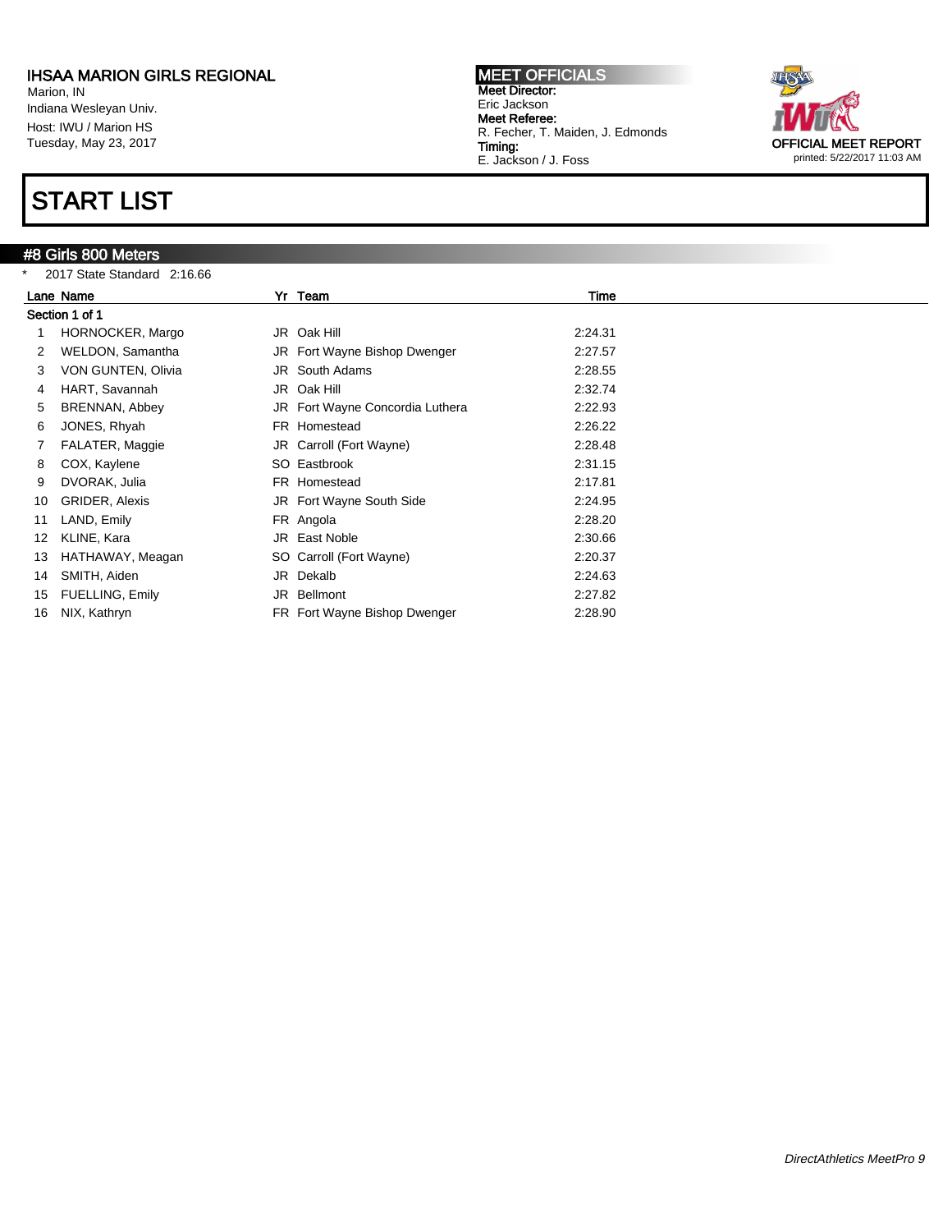# IHSAA MARION GIRLS REGIONAL

Marion, IN
Indiana Wesleyan Univ.
Host: IWU / Marion HS
Tuesday, May 23, 2017

**MEET OFFICIALS**
**Meet Director:**
Eric Jackson
**Meet Referee:**
R. Fecher, T. Maiden, J. Edmonds
**Timing:**
E. Jackson / J. Foss

**OFFICIAL MEET REPORT**
printed: 5/22/2017 11:03 AM

# START LIST

## #8 Girls 800 Meters

\* 2017 State Standard 2:16.66

**Section 1 of 1**

| Lane | Name | Yr | Team | Time |
|---|---|---|---|---|
| 1 | HORNOCKER, Margo | JR | Oak Hill | 2:24.31 |
| 2 | WELDON, Samantha | JR | Fort Wayne Bishop Dwenger | 2:27.57 |
| 3 | VON GUNTEN, Olivia | JR | South Adams | 2:28.55 |
| 4 | HART, Savannah | JR | Oak Hill | 2:32.74 |
| 5 | BRENNAN, Abbey | JR | Fort Wayne Concordia Luthera | 2:22.93 |
| 6 | JONES, Rhyah | FR | Homestead | 2:26.22 |
| 7 | FALATER, Maggie | JR | Carroll (Fort Wayne) | 2:28.48 |
| 8 | COX, Kaylene | SO | Eastbrook | 2:31.15 |
| 9 | DVORAK, Julia | FR | Homestead | 2:17.81 |
| 10 | GRIDER, Alexis | JR | Fort Wayne South Side | 2:24.95 |
| 11 | LAND, Emily | FR | Angola | 2:28.20 |
| 12 | KLINE, Kara | JR | East Noble | 2:30.66 |
| 13 | HATHAWAY, Meagan | SO | Carroll (Fort Wayne) | 2:20.37 |
| 14 | SMITH, Aiden | JR | Dekalb | 2:24.63 |
| 15 | FUELLING, Emily | JR | Bellmont | 2:27.82 |
| 16 | NIX, Kathryn | FR | Fort Wayne Bishop Dwenger | 2:28.90 |

*DirectAthletics MeetPro 9*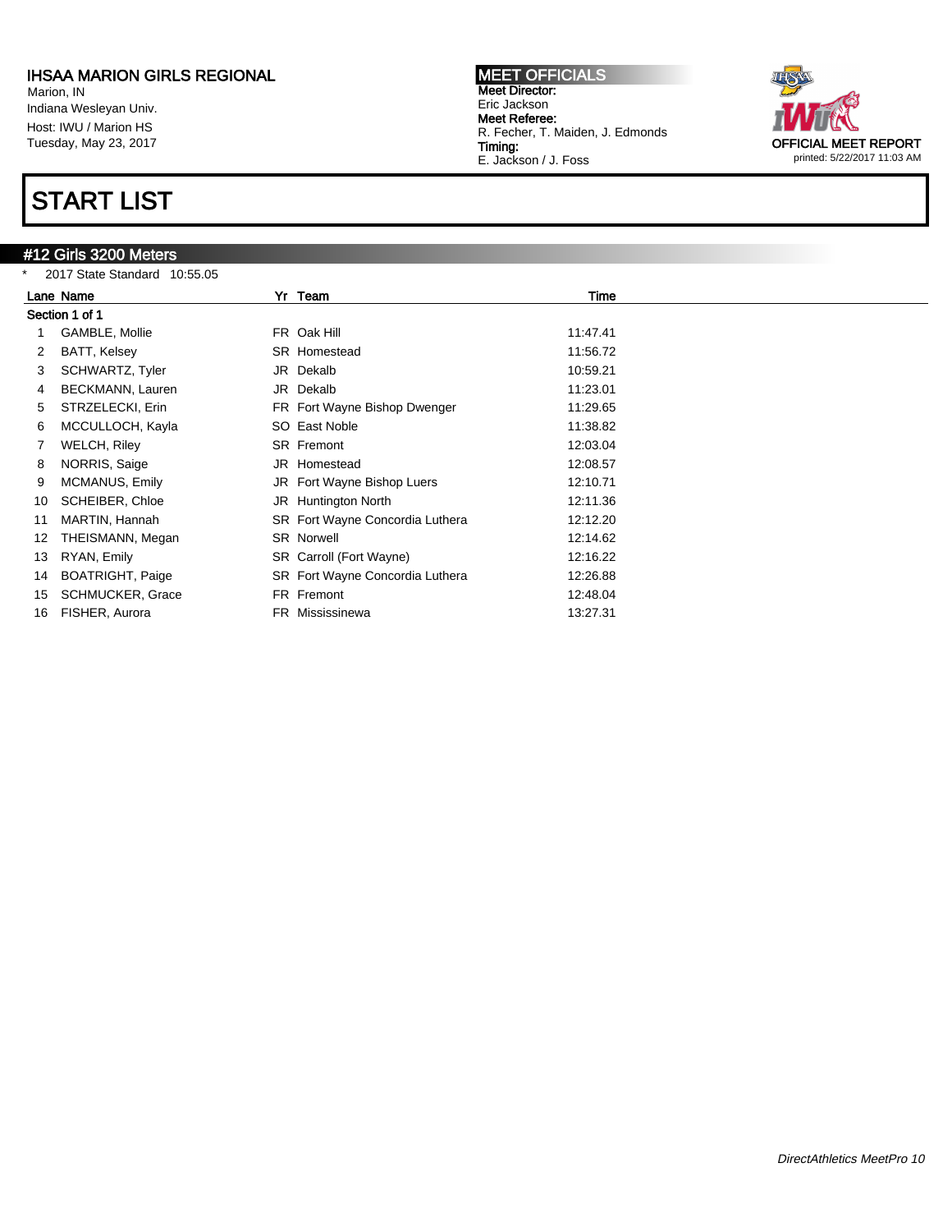IHSAA MARION GIRLS REGIONAL
Marion, IN
Indiana Wesleyan Univ.
Host: IWU / Marion HS
Tuesday, May 23, 2017

**MEET OFFICIALS**
**Meet Director:**
Eric Jackson
**Meet Referee:**
R. Fecher, T. Maiden, J. Edmonds
**Timing:**
E. Jackson / J. Foss

OFFICIAL MEET REPORT
printed: 5/22/2017 11:03 AM

# START LIST

## #12 Girls 3200 Meters

\* 2017 State Standard 10:55.05

| Lane | Name | Yr | Team | Time |
|---|---|---|---|---|
| **Section 1 of 1** | | | | |
| 1 | GAMBLE, Mollie | FR | Oak Hill | 11:47.41 |
| 2 | BATT, Kelsey | SR | Homestead | 11:56.72 |
| 3 | SCHWARTZ, Tyler | JR | Dekalb | 10:59.21 |
| 4 | BECKMANN, Lauren | JR | Dekalb | 11:23.01 |
| 5 | STRZELECKI, Erin | FR | Fort Wayne Bishop Dwenger | 11:29.65 |
| 6 | MCCULLOCH, Kayla | SO | East Noble | 11:38.82 |
| 7 | WELCH, Riley | SR | Fremont | 12:03.04 |
| 8 | NORRIS, Saige | JR | Homestead | 12:08.57 |
| 9 | MCMANUS, Emily | JR | Fort Wayne Bishop Luers | 12:10.71 |
| 10 | SCHEIBER, Chloe | JR | Huntington North | 12:11.36 |
| 11 | MARTIN, Hannah | SR | Fort Wayne Concordia Luthera | 12:12.20 |
| 12 | THEISMANN, Megan | SR | Norwell | 12:14.62 |
| 13 | RYAN, Emily | SR | Carroll (Fort Wayne) | 12:16.22 |
| 14 | BOATRIGHT, Paige | SR | Fort Wayne Concordia Luthera | 12:26.88 |
| 15 | SCHMUCKER, Grace | FR | Fremont | 12:48.04 |
| 16 | FISHER, Aurora | FR | Mississinewa | 13:27.31 |

*DirectAthletics MeetPro 10*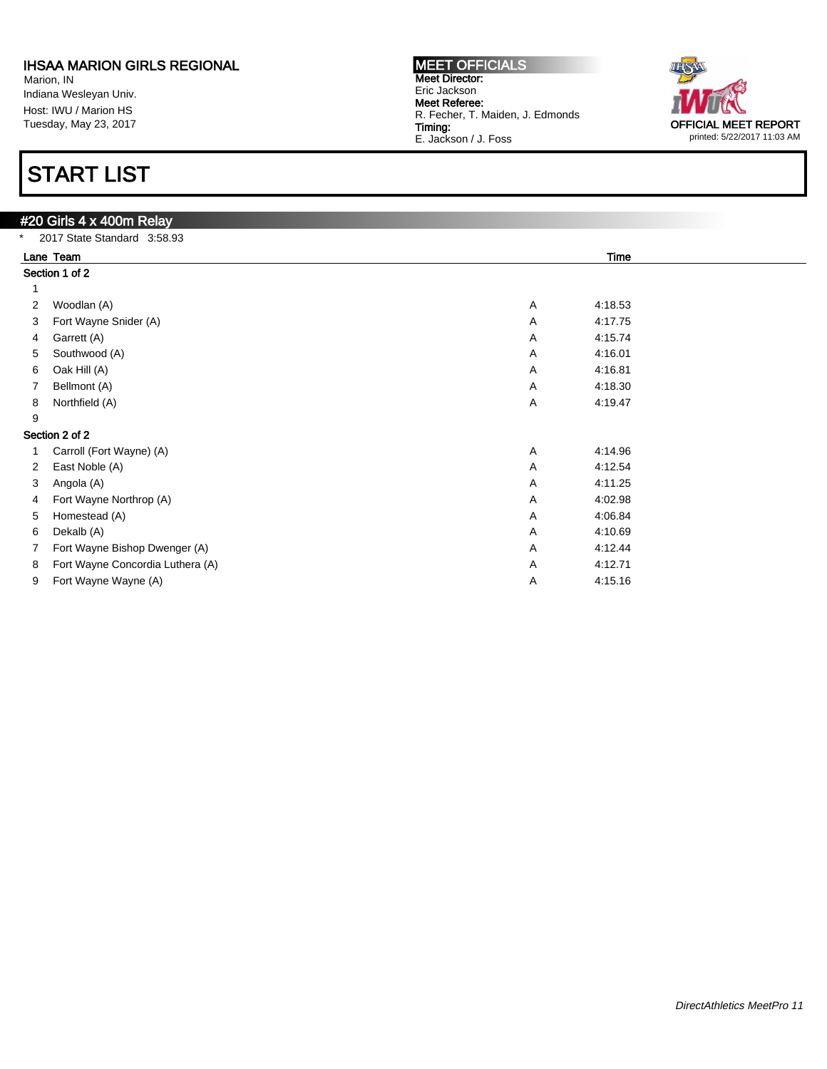# IHSAA MARION GIRLS REGIONAL

Marion, IN
Indiana Wesleyan Univ.
Host: IWU / Marion HS
Tuesday, May 23, 2017

**MEET OFFICIALS**
**Meet Director:**
Eric Jackson
**Meet Referee:**
R. Fecher, T. Maiden, J. Edmonds
**Timing:**
E. Jackson / J. Foss

OFFICIAL MEET REPORT
printed: 5/22/2017 11:03 AM

# START LIST

## #20 Girls 4 x 400m Relay

* 2017 State Standard 3:58.93

| Lane | Team | | Time |
|---|---|---|---|
| **Section 1 of 2** | | | |
| 1 | | | |
| 2 | Woodlan (A) | A | 4:18.53 |
| 3 | Fort Wayne Snider (A) | A | 4:17.75 |
| 4 | Garrett (A) | A | 4:15.74 |
| 5 | Southwood (A) | A | 4:16.01 |
| 6 | Oak Hill (A) | A | 4:16.81 |
| 7 | Bellmont (A) | A | 4:18.30 |
| 8 | Northfield (A) | A | 4:19.47 |
| 9 | | | |
| **Section 2 of 2** | | | |
| 1 | Carroll (Fort Wayne) (A) | A | 4:14.96 |
| 2 | East Noble (A) | A | 4:12.54 |
| 3 | Angola (A) | A | 4:11.25 |
| 4 | Fort Wayne Northrop (A) | A | 4:02.98 |
| 5 | Homestead (A) | A | 4:06.84 |
| 6 | Dekalb (A) | A | 4:10.69 |
| 7 | Fort Wayne Bishop Dwenger (A) | A | 4:12.44 |
| 8 | Fort Wayne Concordia Luthera (A) | A | 4:12.71 |
| 9 | Fort Wayne Wayne (A) | A | 4:15.16 |

*DirectAthletics MeetPro 11*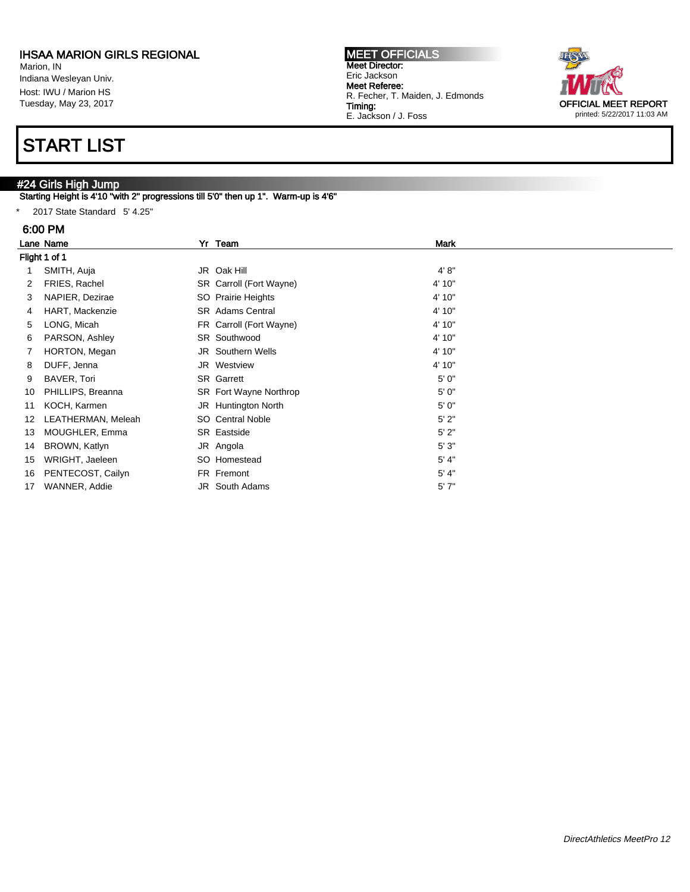**IHSAA MARION GIRLS REGIONAL**
Marion, IN
Indiana Wesleyan Univ.
Host: IWU / Marion HS
Tuesday, May 23, 2017

**MEET OFFICIALS**
**Meet Director:**
Eric Jackson
**Meet Referee:**
R. Fecher, T. Maiden, J. Edmonds
**Timing:**
E. Jackson / J. Foss

**OFFICIAL MEET REPORT**
printed: 5/22/2017 11:03 AM

# START LIST

## #24 Girls High Jump

**Starting Height is 4'10 "with 2" progressions till 5'0" then up 1". Warm-up is 4'6"**

* 2017 State Standard 5' 4.25"

### 6:00 PM

| Lane | Name | Yr | Team | Mark |
|---|---|---|---|---|
| **Flight 1 of 1** | | | | |
| 1 | SMITH, Auja | JR | Oak Hill | 4' 8" |
| 2 | FRIES, Rachel | SR | Carroll (Fort Wayne) | 4' 10" |
| 3 | NAPIER, Dezirae | SO | Prairie Heights | 4' 10" |
| 4 | HART, Mackenzie | SR | Adams Central | 4' 10" |
| 5 | LONG, Micah | FR | Carroll (Fort Wayne) | 4' 10" |
| 6 | PARSON, Ashley | SR | Southwood | 4' 10" |
| 7 | HORTON, Megan | JR | Southern Wells | 4' 10" |
| 8 | DUFF, Jenna | JR | Westview | 4' 10" |
| 9 | BAVER, Tori | SR | Garrett | 5' 0" |
| 10 | PHILLIPS, Breanna | SR | Fort Wayne Northrop | 5' 0" |
| 11 | KOCH, Karmen | JR | Huntington North | 5' 0" |
| 12 | LEATHERMAN, Meleah | SO | Central Noble | 5' 2" |
| 13 | MOUGHLER, Emma | SR | Eastside | 5' 2" |
| 14 | BROWN, Katlyn | JR | Angola | 5' 3" |
| 15 | WRIGHT, Jaeleen | SO | Homestead | 5' 4" |
| 16 | PENTECOST, Cailyn | FR | Fremont | 5' 4" |
| 17 | WANNER, Addie | JR | South Adams | 5' 7" |

*DirectAthletics MeetPro 12*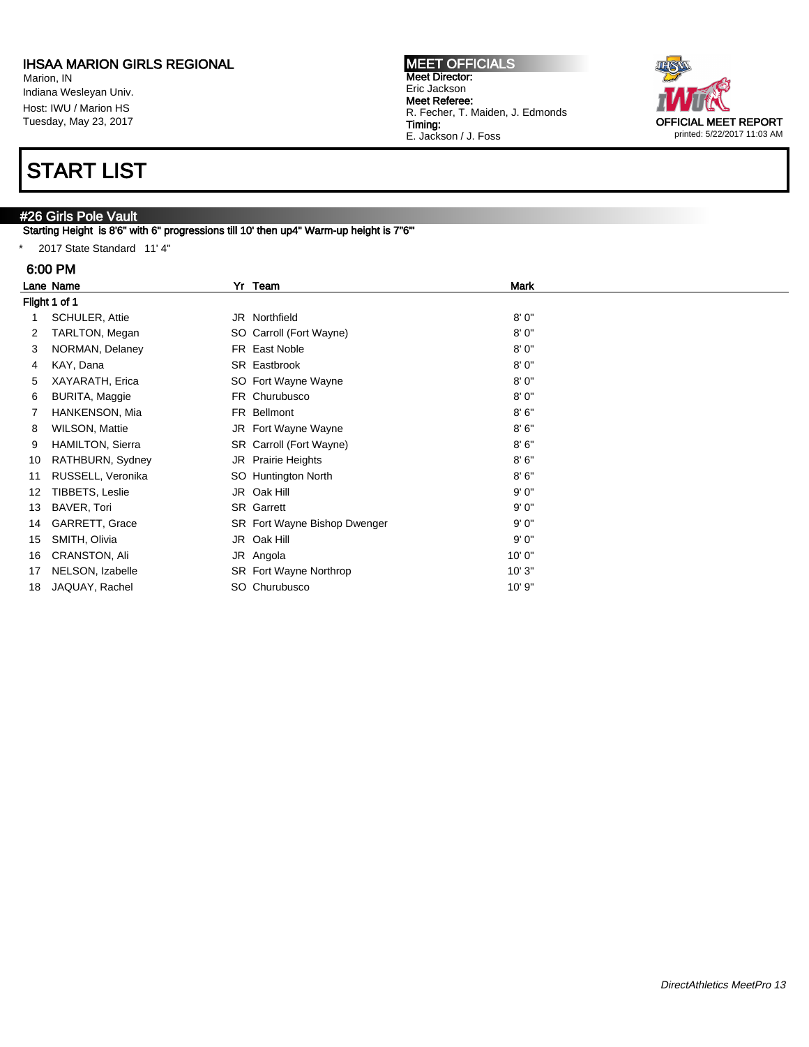# IHSAA MARION GIRLS REGIONAL

Marion, IN
Indiana Wesleyan Univ.
Host: IWU / Marion HS
Tuesday, May 23, 2017

**MEET OFFICIALS**
**Meet Director:**
Eric Jackson
**Meet Referee:**
R. Fecher, T. Maiden, J. Edmonds
**Timing:**
E. Jackson / J. Foss

OFFICIAL MEET REPORT
printed: 5/22/2017 11:03 AM

# START LIST

## #26 Girls Pole Vault

Starting Height is 8'6" with 6" progressions till 10' then up4" Warm-up height is 7"6'"

* 2017 State Standard 11' 4"

### 6:00 PM

Flight 1 of 1

| Lane | Name | Yr | Team | Mark |
|---|---|---|---|---|
| 1 | SCHULER, Attie | JR | Northfield | 8' 0" |
| 2 | TARLTON, Megan | SO | Carroll (Fort Wayne) | 8' 0" |
| 3 | NORMAN, Delaney | FR | East Noble | 8' 0" |
| 4 | KAY, Dana | SR | Eastbrook | 8' 0" |
| 5 | XAYARATH, Erica | SO | Fort Wayne Wayne | 8' 0" |
| 6 | BURITA, Maggie | FR | Churubusco | 8' 0" |
| 7 | HANKENSON, Mia | FR | Bellmont | 8' 6" |
| 8 | WILSON, Mattie | JR | Fort Wayne Wayne | 8' 6" |
| 9 | HAMILTON, Sierra | SR | Carroll (Fort Wayne) | 8' 6" |
| 10 | RATHBURN, Sydney | JR | Prairie Heights | 8' 6" |
| 11 | RUSSELL, Veronika | SO | Huntington North | 8' 6" |
| 12 | TIBBETS, Leslie | JR | Oak Hill | 9' 0" |
| 13 | BAVER, Tori | SR | Garrett | 9' 0" |
| 14 | GARRETT, Grace | SR | Fort Wayne Bishop Dwenger | 9' 0" |
| 15 | SMITH, Olivia | JR | Oak Hill | 9' 0" |
| 16 | CRANSTON, Ali | JR | Angola | 10' 0" |
| 17 | NELSON, Izabelle | SR | Fort Wayne Northrop | 10' 3" |
| 18 | JAQUAY, Rachel | SO | Churubusco | 10' 9" |

*DirectAthletics MeetPro 13*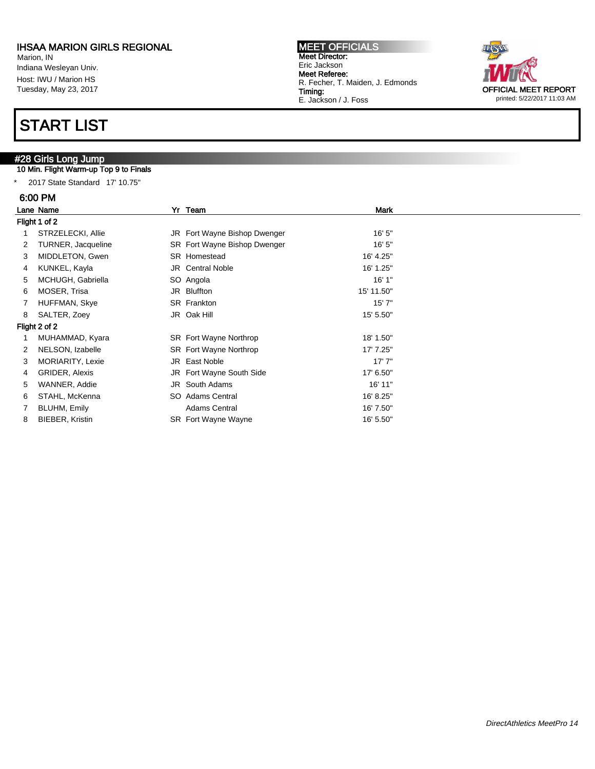**IHSAA MARION GIRLS REGIONAL**
Marion, IN
Indiana Wesleyan Univ.
Host: IWU / Marion HS
Tuesday, May 23, 2017

**MEET OFFICIALS**
**Meet Director:**
Eric Jackson
**Meet Referee:**
R. Fecher, T. Maiden, J. Edmonds
**Timing:**
E. Jackson / J. Foss

**OFFICIAL MEET REPORT**
printed: 5/22/2017 11:03 AM

# START LIST

## #28 Girls Long Jump

10 Min. Flight Warm-up Top 9 to Finals

\* 2017 State Standard 17' 10.75"

### 6:00 PM

| Lane | Name | Yr | Team | Mark |
|---|---|---|---|---|
| **Flight 1 of 2** | | | | |
| 1 | STRZELECKI, Allie | JR | Fort Wayne Bishop Dwenger | 16' 5" |
| 2 | TURNER, Jacqueline | SR | Fort Wayne Bishop Dwenger | 16' 5" |
| 3 | MIDDLETON, Gwen | SR | Homestead | 16' 4.25" |
| 4 | KUNKEL, Kayla | JR | Central Noble | 16' 1.25" |
| 5 | MCHUGH, Gabriella | SO | Angola | 16' 1" |
| 6 | MOSER, Trisa | JR | Bluffton | 15' 11.50" |
| 7 | HUFFMAN, Skye | SR | Frankton | 15' 7" |
| 8 | SALTER, Zoey | JR | Oak Hill | 15' 5.50" |
| **Flight 2 of 2** | | | | |
| 1 | MUHAMMAD, Kyara | SR | Fort Wayne Northrop | 18' 1.50" |
| 2 | NELSON, Izabelle | SR | Fort Wayne Northrop | 17' 7.25" |
| 3 | MORIARITY, Lexie | JR | East Noble | 17' 7" |
| 4 | GRIDER, Alexis | JR | Fort Wayne South Side | 17' 6.50" |
| 5 | WANNER, Addie | JR | South Adams | 16' 11" |
| 6 | STAHL, McKenna | SO | Adams Central | 16' 8.25" |
| 7 | BLUHM, Emily | | Adams Central | 16' 7.50" |
| 8 | BIEBER, Kristin | SR | Fort Wayne Wayne | 16' 5.50" |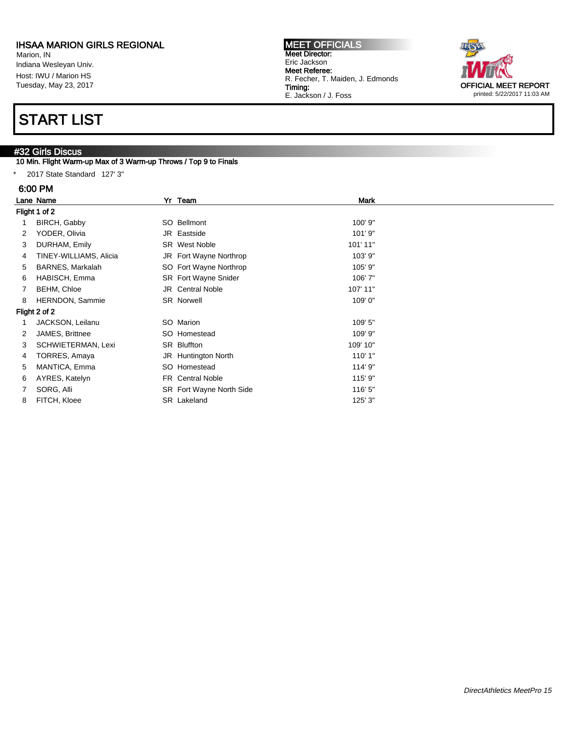IHSAA MARION GIRLS REGIONAL
Marion, IN
Indiana Wesleyan Univ.
Host: IWU / Marion HS
Tuesday, May 23, 2017

**MEET OFFICIALS**
**Meet Director:**
Eric Jackson
**Meet Referee:**
R. Fecher, T. Maiden, J. Edmonds
**Timing:**
E. Jackson / J. Foss

OFFICIAL MEET REPORT
printed: 5/22/2017 11:03 AM

# START LIST

## #32 Girls Discus

10 Min. Flight Warm-up Max of 3 Warm-up Throws / Top 9 to Finals

* 2017 State Standard 127' 3"

### 6:00 PM

| Lane | Name | Yr | Team | Mark |
|---|---|---|---|---|
| **Flight 1 of 2** | | | | |
| 1 | BIRCH, Gabby | SO | Bellmont | 100' 9" |
| 2 | YODER, Olivia | JR | Eastside | 101' 9" |
| 3 | DURHAM, Emily | SR | West Noble | 101' 11" |
| 4 | TINEY-WILLIAMS, Alicia | JR | Fort Wayne Northrop | 103' 9" |
| 5 | BARNES, Markalah | SO | Fort Wayne Northrop | 105' 9" |
| 6 | HABISCH, Emma | SR | Fort Wayne Snider | 106' 7" |
| 7 | BEHM, Chloe | JR | Central Noble | 107' 11" |
| 8 | HERNDON, Sammie | SR | Norwell | 109' 0" |
| **Flight 2 of 2** | | | | |
| 1 | JACKSON, Leilanu | SO | Marion | 109' 5" |
| 2 | JAMES, Brittnee | SO | Homestead | 109' 9" |
| 3 | SCHWIETERMAN, Lexi | SR | Bluffton | 109' 10" |
| 4 | TORRES, Amaya | JR | Huntington North | 110' 1" |
| 5 | MANTICA, Emma | SO | Homestead | 114' 9" |
| 6 | AYRES, Katelyn | FR | Central Noble | 115' 9" |
| 7 | SORG, Alli | SR | Fort Wayne North Side | 116' 5" |
| 8 | FITCH, Kloee | SR | Lakeland | 125' 3" |

*DirectAthletics MeetPro 15*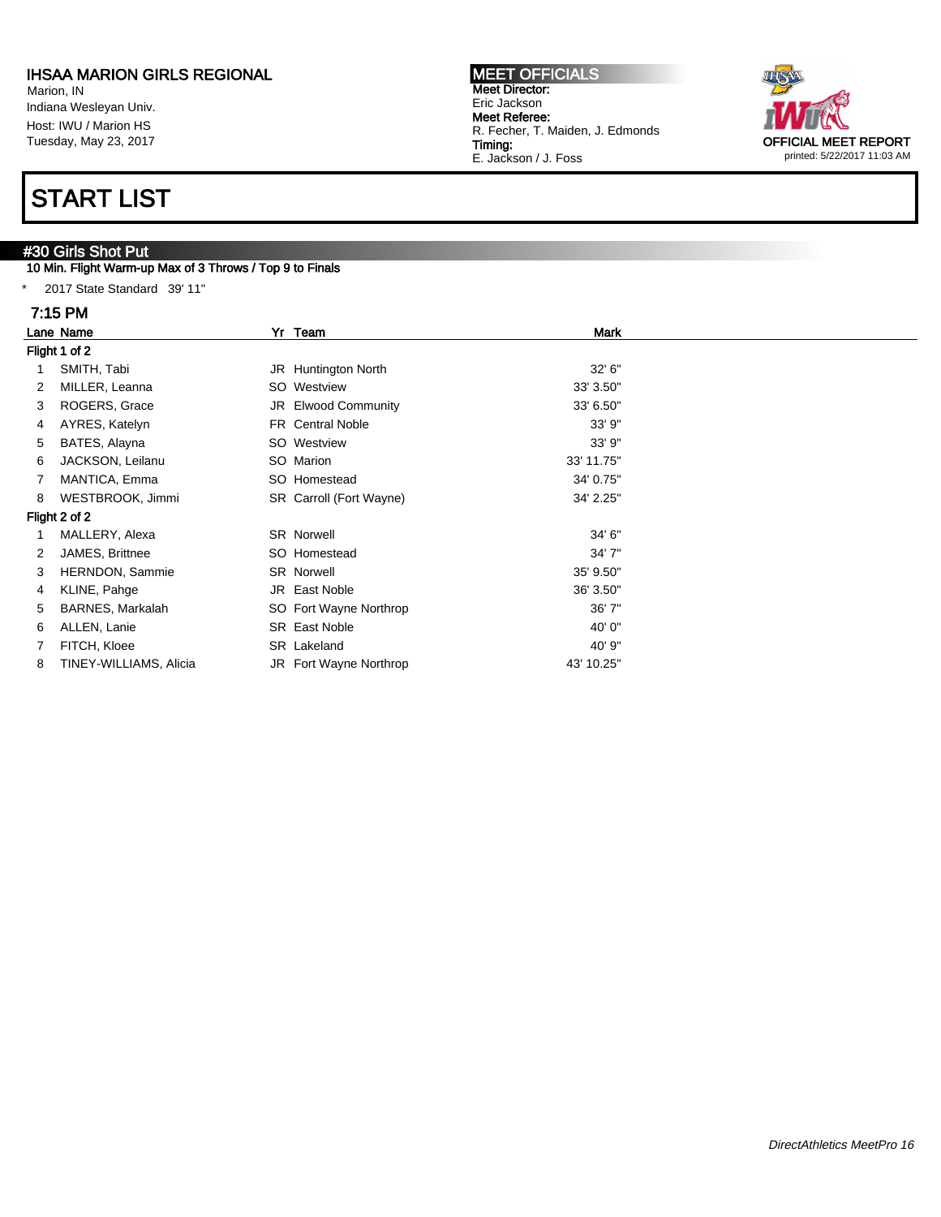IHSAA MARION GIRLS REGIONAL
Marion, IN
Indiana Wesleyan Univ.
Host: IWU / Marion HS
Tuesday, May 23, 2017

**MEET OFFICIALS**
**Meet Director:**
Eric Jackson
**Meet Referee:**
R. Fecher, T. Maiden, J. Edmonds
**Timing:**
E. Jackson / J. Foss

OFFICIAL MEET REPORT
printed: 5/22/2017 11:03 AM

# START LIST

## #30 Girls Shot Put

10 Min. Flight Warm-up Max of 3 Throws / Top 9 to Finals

* 2017 State Standard 39' 11"

### 7:15 PM

| Lane | Name | Yr | Team | Mark |
|---|---|---|---|---|
| **Flight 1 of 2** | | | | |
| 1 | SMITH, Tabi | JR | Huntington North | 32' 6" |
| 2 | MILLER, Leanna | SO | Westview | 33' 3.50" |
| 3 | ROGERS, Grace | JR | Elwood Community | 33' 6.50" |
| 4 | AYRES, Katelyn | FR | Central Noble | 33' 9" |
| 5 | BATES, Alayna | SO | Westview | 33' 9" |
| 6 | JACKSON, Leilanu | SO | Marion | 33' 11.75" |
| 7 | MANTICA, Emma | SO | Homestead | 34' 0.75" |
| 8 | WESTBROOK, Jimmi | SR | Carroll (Fort Wayne) | 34' 2.25" |
| **Flight 2 of 2** | | | | |
| 1 | MALLERY, Alexa | SR | Norwell | 34' 6" |
| 2 | JAMES, Brittnee | SO | Homestead | 34' 7" |
| 3 | HERNDON, Sammie | SR | Norwell | 35' 9.50" |
| 4 | KLINE, Pahge | JR | East Noble | 36' 3.50" |
| 5 | BARNES, Markalah | SO | Fort Wayne Northrop | 36' 7" |
| 6 | ALLEN, Lanie | SR | East Noble | 40' 0" |
| 7 | FITCH, Kloee | SR | Lakeland | 40' 9" |
| 8 | TINEY-WILLIAMS, Alicia | JR | Fort Wayne Northrop | 43' 10.25" |

*DirectAthletics MeetPro 16*